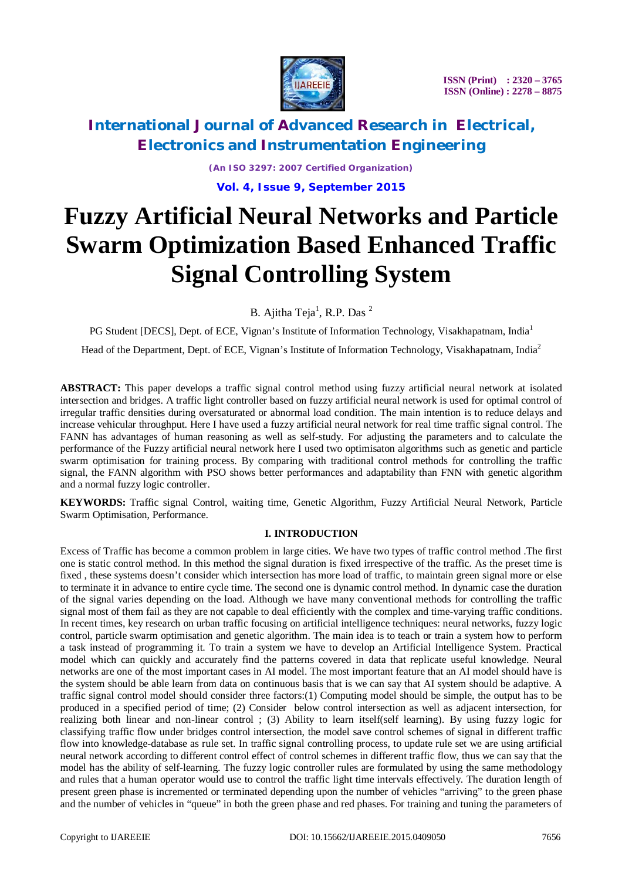# Fuzzy Artificial Neural Networks and Particle Swarm Optimization Based Enhanced Traffic Signal Controlling System

B. Ajitha Teja[1], R.P. Das [2]

PG Student [DECS], Dept. of ECE, Vignan's Institute of Information Technology, Visakhapatnam, India[1]

Head of the Department, Dept. of ECE, Vignan's Institute of Information Technology, Visakhapatnam, India[2]

**ABSTRACT:** This paper develops a traffic signal control method using fuzzy artificial neural network at isolated intersection and bridges. A traffic light controller based on fuzzy artificial neural network is used for optimal control of irregular traffic densities during oversaturated or abnormal load condition. The main intention is to reduce delays and increase vehicular throughput. Here I have used a fuzzy artificial neural network for real time traffic signal control. The FANN has advantages of human reasoning as well as self-study. For adjusting the parameters and to calculate the performance of the Fuzzy artificial neural network here I used two optimisaton algorithms such as genetic and particle swarm optimisation for training process. By comparing with traditional control methods for controlling the traffic signal, the FANN algorithm with PSO shows better performances and adaptability than FNN with genetic algorithm and a normal fuzzy logic controller.

**KEYWORDS:** Traffic signal Control, waiting time, Genetic Algorithm, Fuzzy Artificial Neural Network, Particle Swarm Optimisation, Performance.

## I. INTRODUCTION

Excess of Traffic has become a common problem in large cities. We have two types of traffic control method .The first one is static control method. In this method the signal duration is fixed irrespective of the traffic. As the preset time is fixed , these systems doesn't consider which intersection has more load of traffic, to maintain green signal more or else to terminate it in advance to entire cycle time. The second one is dynamic control method. In dynamic case the duration of the signal varies depending on the load. Although we have many conventional methods for controlling the traffic signal most of them fail as they are not capable to deal efficiently with the complex and time-varying traffic conditions. In recent times, key research on urban traffic focusing on artificial intelligence techniques: neural networks, fuzzy logic control, particle swarm optimisation and genetic algorithm. The main idea is to teach or train a system how to perform a task instead of programming it. To train a system we have to develop an Artificial Intelligence System. Practical model which can quickly and accurately find the patterns covered in data that replicate useful knowledge. Neural networks are one of the most important cases in AI model. The most important feature that an AI model should have is the system should be able learn from data on continuous basis that is we can say that AI system should be adaptive. A traffic signal control model should consider three factors:(1) Computing model should be simple, the output has to be produced in a specified period of time; (2) Consider below control intersection as well as adjacent intersection, for realizing both linear and non-linear control ; (3) Ability to learn itself(self learning). By using fuzzy logic for classifying traffic flow under bridges control intersection, the model save control schemes of signal in different traffic flow into knowledge-database as rule set. In traffic signal controlling process, to update rule set we are using artificial neural network according to different control effect of control schemes in different traffic flow, thus we can say that the model has the ability of self-learning. The fuzzy logic controller rules are formulated by using the same methodology and rules that a human operator would use to control the traffic light time intervals effectively. The duration length of present green phase is incremented or terminated depending upon the number of vehicles "arriving" to the green phase and the number of vehicles in "queue" in both the green phase and red phases. For training and tuning the parameters of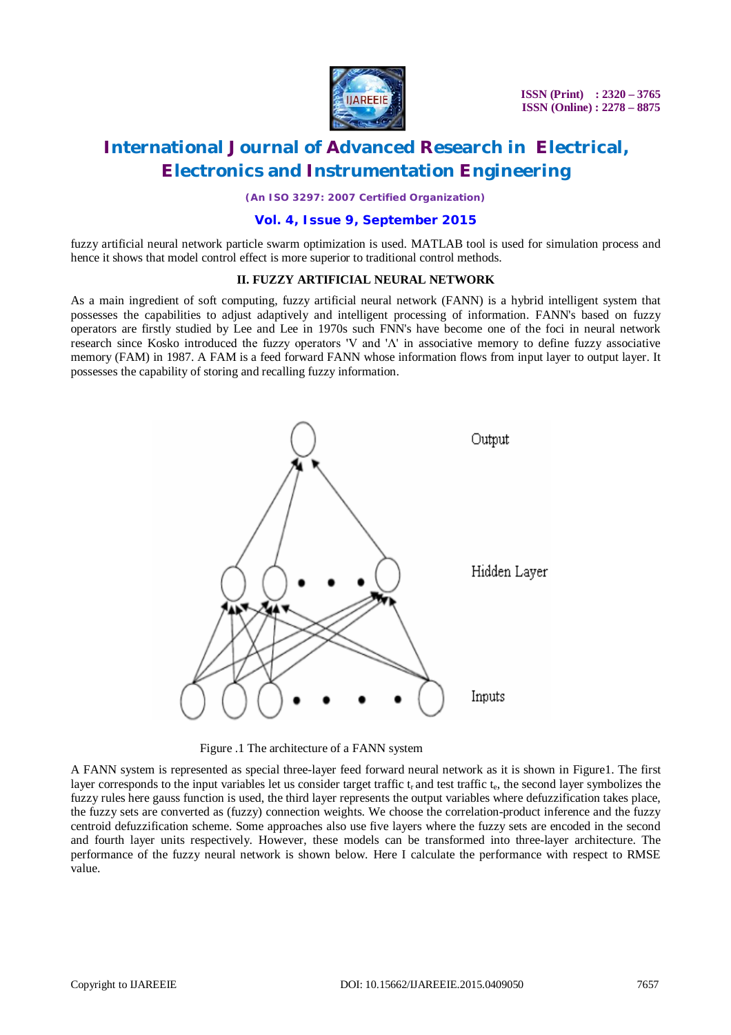fuzzy artificial neural network particle swarm optimization is used. MATLAB tool is used for simulation process and hence it shows that model control effect is more superior to traditional control methods.

## II. FUZZY ARTIFICIAL NEURAL NETWORK

As a main ingredient of soft computing, fuzzy artificial neural network (FANN) is a hybrid intelligent system that possesses the capabilities to adjust adaptively and intelligent processing of information. FANN's based on fuzzy operators are firstly studied by Lee and Lee in 1970s such FNN's have become one of the foci in neural network research since Kosko introduced the fuzzy operators 'V and 'Λ' in associative memory to define fuzzy associative memory (FAM) in 1987. A FAM is a feed forward FANN whose information flows from input layer to output layer. It possesses the capability of storing and recalling fuzzy information.

Figure .1 The architecture of a FANN system

A FANN system is represented as special three-layer feed forward neural network as it is shown in Figure1. The first layer corresponds to the input variables let us consider target traffic $t_r$ and test traffic $t_e$, the second layer symbolizes the fuzzy rules here gauss function is used, the third layer represents the output variables where defuzzification takes place, the fuzzy sets are converted as (fuzzy) connection weights. We choose the correlation-product inference and the fuzzy centroid defuzzification scheme. Some approaches also use five layers where the fuzzy sets are encoded in the second and fourth layer units respectively. However, these models can be transformed into three-layer architecture. The performance of the fuzzy neural network is shown below. Here I calculate the performance with respect to RMSE value.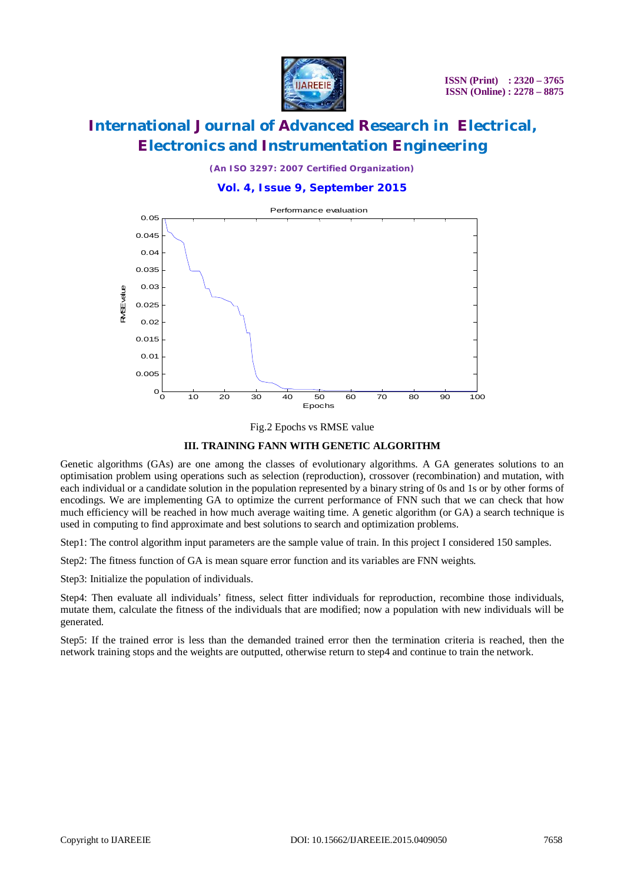Fig.2 Epochs vs RMSE value

## III. TRAINING FANN WITH GENETIC ALGORITHM

Genetic algorithms (GAs) are one among the classes of evolutionary algorithms. A GA generates solutions to an optimisation problem using operations such as selection (reproduction), crossover (recombination) and mutation, with each individual or a candidate solution in the population represented by a binary string of 0s and 1s or by other forms of encodings. We are implementing GA to optimize the current performance of FNN such that we can check that how much efficiency will be reached in how much average waiting time. A genetic algorithm (or GA) a search technique is used in computing to find approximate and best solutions to search and optimization problems.

Step1: The control algorithm input parameters are the sample value of train. In this project I considered 150 samples.

Step2: The fitness function of GA is mean square error function and its variables are FNN weights.

Step3: Initialize the population of individuals.

Step4: Then evaluate all individuals' fitness, select fitter individuals for reproduction, recombine those individuals, mutate them, calculate the fitness of the individuals that are modified; now a population with new individuals will be generated.

Step5: If the trained error is less than the demanded trained error then the termination criteria is reached, then the network training stops and the weights are outputted, otherwise return to step4 and continue to train the network.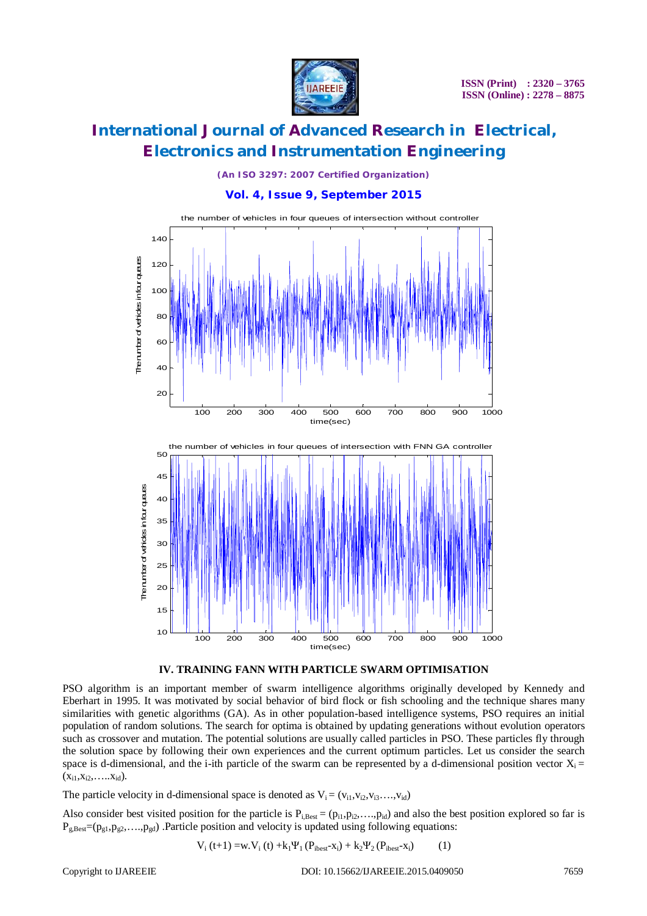## IV. TRAINING FANN WITH PARTICLE SWARM OPTIMISATION

PSO algorithm is an important member of swarm intelligence algorithms originally developed by Kennedy and Eberhart in 1995. It was motivated by social behavior of bird flock or fish schooling and the technique shares many similarities with genetic algorithms (GA). As in other population-based intelligence systems, PSO requires an initial population of random solutions. The search for optima is obtained by updating generations without evolution operators such as crossover and mutation. The potential solutions are usually called particles in PSO. These particles fly through the solution space by following their own experiences and the current optimum particles. Let us consider the search space is d-dimensional, and the i-th particle of the swarm can be represented by a d-dimensional position vector $X_i = (x_{i1}, x_{i2}, \ldots, x_{id})$.

The particle velocity in d-dimensional space is denoted as $V_i = (v_{i1}, v_{i2}, v_{i3} \ldots, v_{id})$

Also consider best visited position for the particle is $P_{i,Best} = (p_{i1}, p_{i2}, \ldots, p_{id})$ and also the best position explored so far is $P_{g,Best} = (p_{g1}, p_{g2}, \ldots, p_{gd})$ .Particle position and velocity is updated using following equations:

$$V_i\,(t+1) = w.V_i\,(t) + k_1\Psi_1\,(P_{ibest} - x_i) + k_2\Psi_2\,(P_{ibest} - x_i) \qquad (1)$$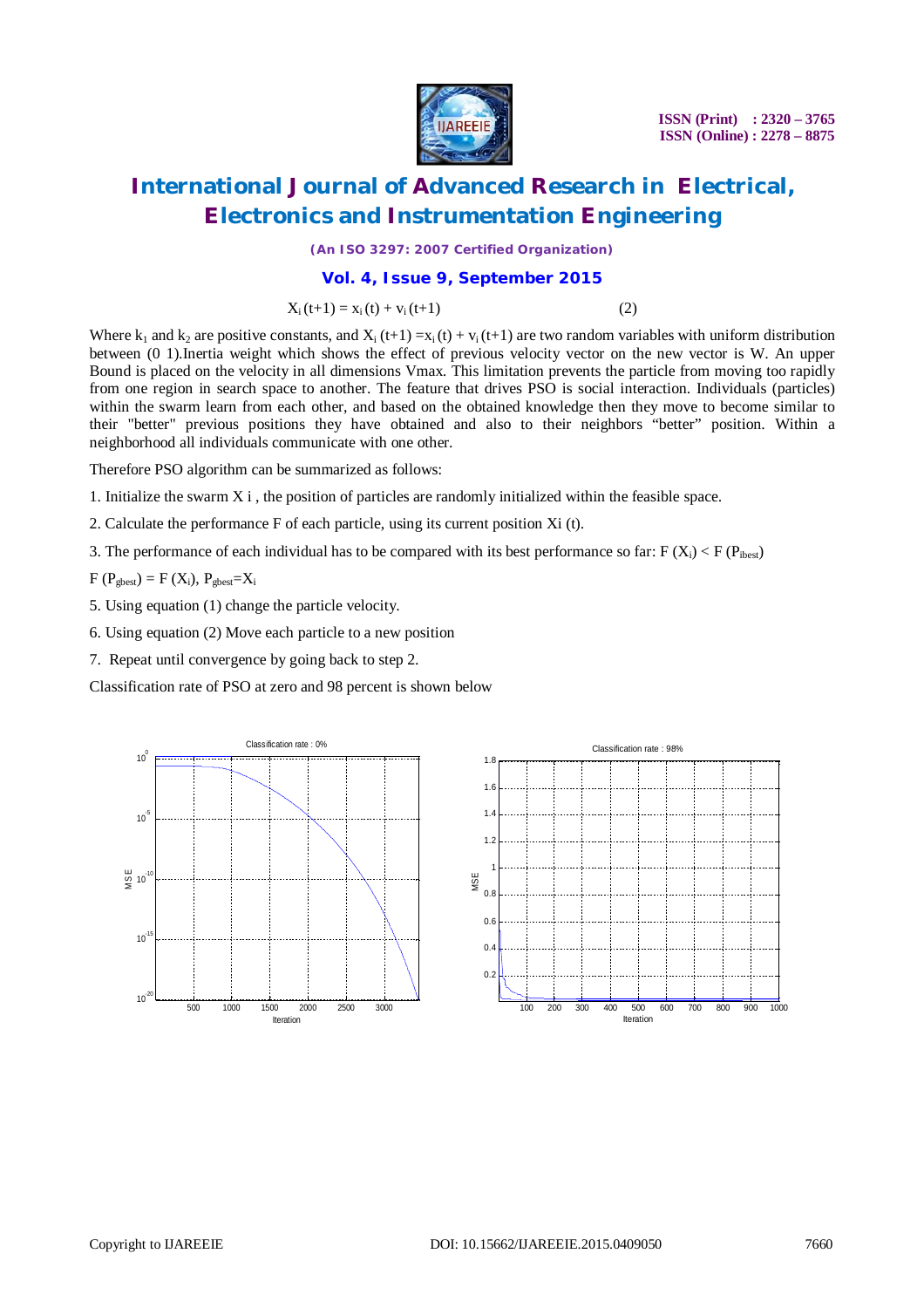$$X_i(t+1) = x_i(t) + v_i(t+1) \qquad (2)$$

Where $k_1$ and $k_2$ are positive constants, and $X_i(t+1) = x_i(t) + v_i(t+1)$ are two random variables with uniform distribution between (0 1).Inertia weight which shows the effect of previous velocity vector on the new vector is W. An upper Bound is placed on the velocity in all dimensions Vmax. This limitation prevents the particle from moving too rapidly from one region in search space to another. The feature that drives PSO is social interaction. Individuals (particles) within the swarm learn from each other, and based on the obtained knowledge then they move to become similar to their "better" previous positions they have obtained and also to their neighbors "better" position. Within a neighborhood all individuals communicate with one other.

Therefore PSO algorithm can be summarized as follows:

1. Initialize the swarm X i , the position of particles are randomly initialized within the feasible space.

2. Calculate the performance F of each particle, using its current position Xi (t).

3. The performance of each individual has to be compared with its best performance so far: $F(X_i) < F(P_{ibest})$

$F(P_{gbest}) = F(X_i)$, $P_{gbest} = X_i$

5. Using equation (1) change the particle velocity.

6. Using equation (2) Move each particle to a new position

7. Repeat until convergence by going back to step 2.

Classification rate of PSO at zero and 98 percent is shown below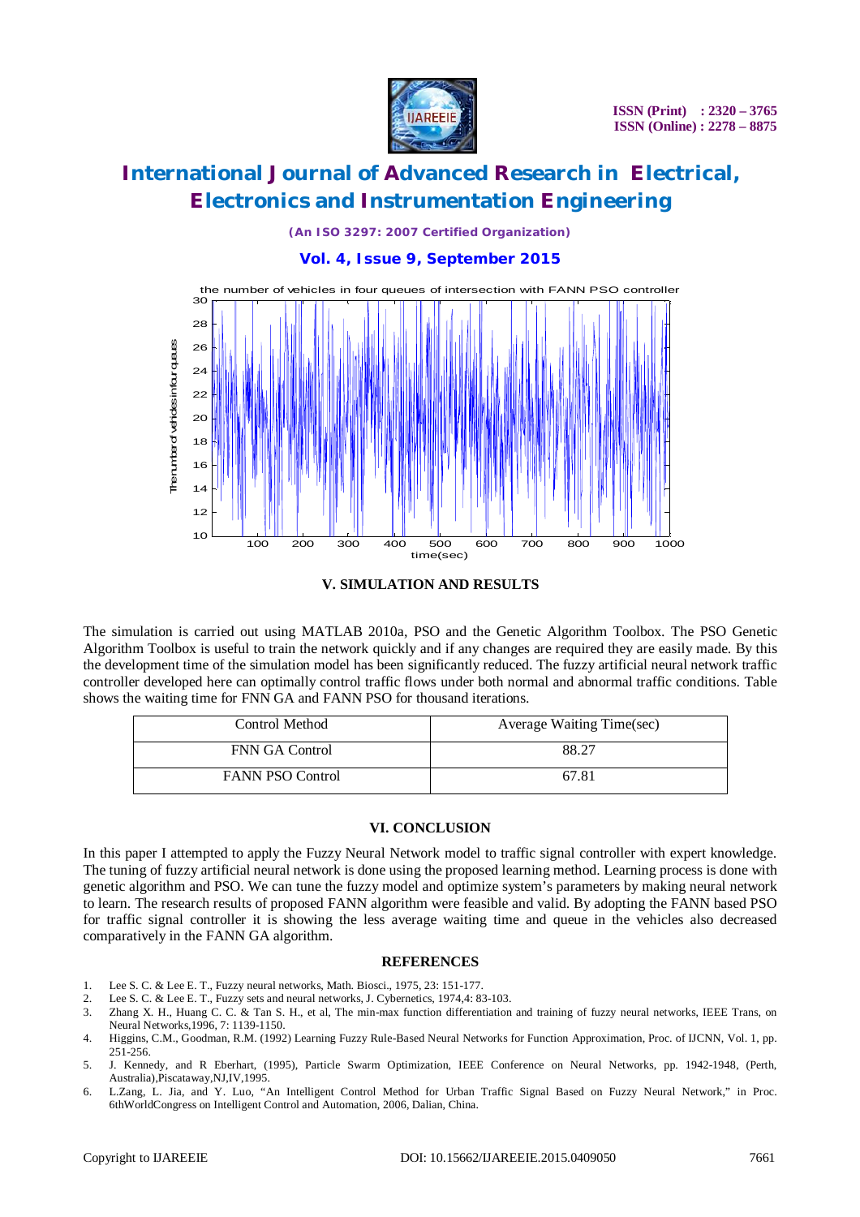the number of vehicles in four queues of intersection with FANN PSO controller

30
28
26
24
22
20
18
16
14
12
10

The number of vehicles in four queues

100 200 300 400 500 600 700 800 900 1000

time(sec)

## V. SIMULATION AND RESULTS

The simulation is carried out using MATLAB 2010a, PSO and the Genetic Algorithm Toolbox. The PSO Genetic Algorithm Toolbox is useful to train the network quickly and if any changes are required they are easily made. By this the development time of the simulation model has been significantly reduced. The fuzzy artificial neural network traffic controller developed here can optimally control traffic flows under both normal and abnormal traffic conditions. Table shows the waiting time for FNN GA and FANN PSO for thousand iterations.

| Control Method | Average Waiting Time(sec) |
| --- | --- |
| FNN GA Control | 88.27 |
| FANN PSO Control | 67.81 |

## VI. CONCLUSION

In this paper I attempted to apply the Fuzzy Neural Network model to traffic signal controller with expert knowledge. The tuning of fuzzy artificial neural network is done using the proposed learning method. Learning process is done with genetic algorithm and PSO. We can tune the fuzzy model and optimize system's parameters by making neural network to learn. The research results of proposed FANN algorithm were feasible and valid. By adopting the FANN based PSO for traffic signal controller it is showing the less average waiting time and queue in the vehicles also decreased comparatively in the FANN GA algorithm.

## REFERENCES

1. Lee S. C. & Lee E. T., Fuzzy neural networks, Math. Biosci., 1975, 23: 151-177.
2. Lee S. C. & Lee E. T., Fuzzy sets and neural networks, J. Cybernetics, 1974,4: 83-103.
3. Zhang X. H., Huang C. C. & Tan S. H., et al, The min-max function differentiation and training of fuzzy neural networks, IEEE Trans, on Neural Networks,1996, 7: 1139-1150.
4. Higgins, C.M., Goodman, R.M. (1992) Learning Fuzzy Rule-Based Neural Networks for Function Approximation, Proc. of IJCNN, Vol. 1, pp. 251-256.
5. J. Kennedy, and R Eberhart, (1995), Particle Swarm Optimization, IEEE Conference on Neural Networks, pp. 1942-1948, (Perth, Australia),Piscataway,NJ,IV,1995.
6. L.Zang, L. Jia, and Y. Luo, "An Intelligent Control Method for Urban Traffic Signal Based on Fuzzy Neural Network," in Proc. 6thWorldCongress on Intelligent Control and Automation, 2006, Dalian, China.